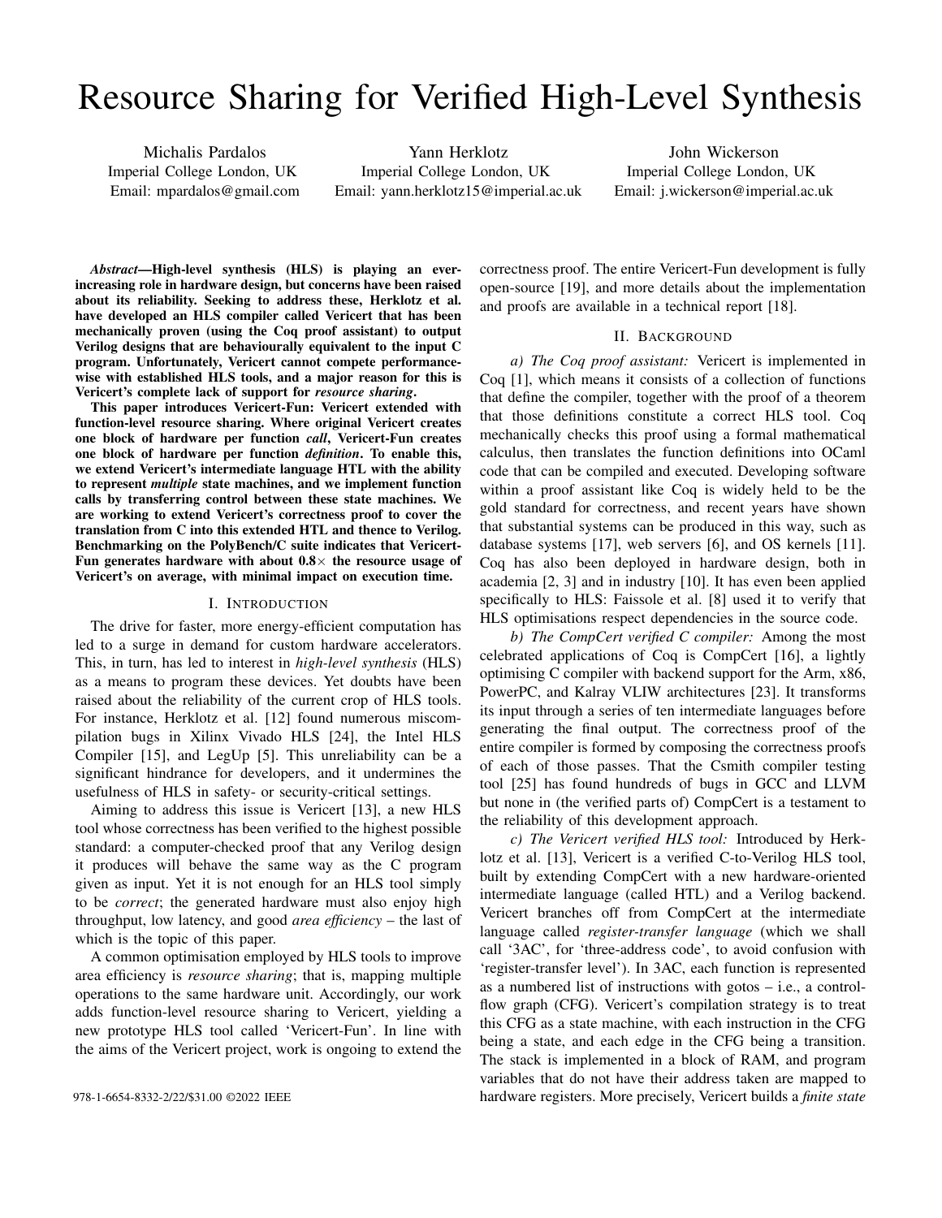# Resource Sharing for Verified High-Level Synthesis

Michalis Pardalos
Imperial College London, UK
Email: mpardalos@gmail.com

Yann Herklotz
Imperial College London, UK
Email: yann.herklotz15@imperial.ac.uk

John Wickerson
Imperial College London, UK
Email: j.wickerson@imperial.ac.uk

***Abstract*—High-level synthesis (HLS) is playing an ever-increasing role in hardware design, but concerns have been raised about its reliability. Seeking to address these, Herklotz et al. have developed an HLS compiler called Vericert that has been mechanically proven (using the Coq proof assistant) to output Verilog designs that are behaviourally equivalent to the input C program. Unfortunately, Vericert cannot compete performance-wise with established HLS tools, and a major reason for this is Vericert's complete lack of support for *resource sharing*.**

**This paper introduces Vericert-Fun: Vericert extended with function-level resource sharing. Where original Vericert creates one block of hardware per function *call*, Vericert-Fun creates one block of hardware per function *definition*. To enable this, we extend Vericert's intermediate language HTL with the ability to represent *multiple* state machines, and we implement function calls by transferring control between these state machines. We are working to extend Vericert's correctness proof to cover the translation from C into this extended HTL and thence to Verilog. Benchmarking on the PolyBench/C suite indicates that Vericert-Fun generates hardware with about 0.8× the resource usage of Vericert's on average, with minimal impact on execution time.**

## I. Introduction

The drive for faster, more energy-efficient computation has led to a surge in demand for custom hardware accelerators. This, in turn, has led to interest in *high-level synthesis* (HLS) as a means to program these devices. Yet doubts have been raised about the reliability of the current crop of HLS tools. For instance, Herklotz et al. [12] found numerous miscompilation bugs in Xilinx Vivado HLS [24], the Intel HLS Compiler [15], and LegUp [5]. This unreliability can be a significant hindrance for developers, and it undermines the usefulness of HLS in safety- or security-critical settings.

Aiming to address this issue is Vericert [13], a new HLS tool whose correctness has been verified to the highest possible standard: a computer-checked proof that any Verilog design it produces will behave the same way as the C program given as input. Yet it is not enough for an HLS tool simply to be *correct*; the generated hardware must also enjoy high throughput, low latency, and good *area efficiency* – the last of which is the topic of this paper.

A common optimisation employed by HLS tools to improve area efficiency is *resource sharing*; that is, mapping multiple operations to the same hardware unit. Accordingly, our work adds function-level resource sharing to Vericert, yielding a new prototype HLS tool called 'Vericert-Fun'. In line with the aims of the Vericert project, work is ongoing to extend the correctness proof. The entire Vericert-Fun development is fully open-source [19], and more details about the implementation and proofs are available in a technical report [18].

## II. Background

*a) The Coq proof assistant:* Vericert is implemented in Coq [1], which means it consists of a collection of functions that define the compiler, together with the proof of a theorem that those definitions constitute a correct HLS tool. Coq mechanically checks this proof using a formal mathematical calculus, then translates the function definitions into OCaml code that can be compiled and executed. Developing software within a proof assistant like Coq is widely held to be the gold standard for correctness, and recent years have shown that substantial systems can be produced in this way, such as database systems [17], web servers [6], and OS kernels [11]. Coq has also been deployed in hardware design, both in academia [2, 3] and in industry [10]. It has even been applied specifically to HLS: Faissole et al. [8] used it to verify that HLS optimisations respect dependencies in the source code.

*b) The CompCert verified C compiler:* Among the most celebrated applications of Coq is CompCert [16], a lightly optimising C compiler with backend support for the Arm, x86, PowerPC, and Kalray VLIW architectures [23]. It transforms its input through a series of ten intermediate languages before generating the final output. The correctness proof of the entire compiler is formed by composing the correctness proofs of each of those passes. That the Csmith compiler testing tool [25] has found hundreds of bugs in GCC and LLVM but none in (the verified parts of) CompCert is a testament to the reliability of this development approach.

*c) The Vericert verified HLS tool:* Introduced by Herklotz et al. [13], Vericert is a verified C-to-Verilog HLS tool, built by extending CompCert with a new hardware-oriented intermediate language (called HTL) and a Verilog backend. Vericert branches off from CompCert at the intermediate language called *register-transfer language* (which we shall call '3AC', for 'three-address code', to avoid confusion with 'register-transfer level'). In 3AC, each function is represented as a numbered list of instructions with gotos – i.e., a control-flow graph (CFG). Vericert's compilation strategy is to treat this CFG as a state machine, with each instruction in the CFG being a state, and each edge in the CFG being a transition. The stack is implemented in a block of RAM, and program variables that do not have their address taken are mapped to hardware registers. More precisely, Vericert builds a *finite state*

978-1-6654-8332-2/22/$31.00 ©2022 IEEE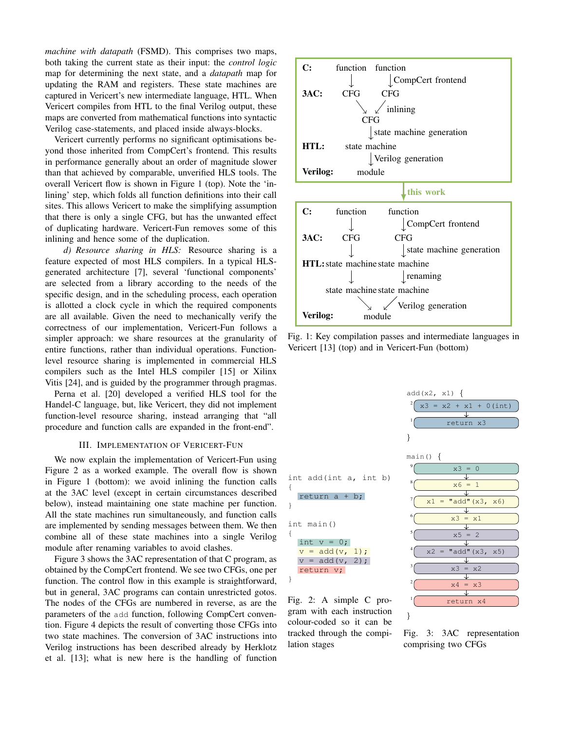*machine with datapath* (FSMD). This comprises two maps, both taking the current state as their input: the *control logic* map for determining the next state, and a *datapath* map for updating the RAM and registers. These state machines are captured in Vericert's new intermediate language, HTL. When Vericert compiles from HTL to the final Verilog output, these maps are converted from mathematical functions into syntactic Verilog case-statements, and placed inside always-blocks.

Vericert currently performs no significant optimisations beyond those inherited from CompCert's frontend. This results in performance generally about an order of magnitude slower than that achieved by comparable, unverified HLS tools. The overall Vericert flow is shown in Figure 1 (top). Note the 'inlining' step, which folds all function definitions into their call sites. This allows Vericert to make the simplifying assumption that there is only a single CFG, but has the unwanted effect of duplicating hardware. Vericert-Fun removes some of this inlining and hence some of the duplication.

*d) Resource sharing in HLS:* Resource sharing is a feature expected of most HLS compilers. In a typical HLS-generated architecture [7], several 'functional components' are selected from a library according to the needs of the specific design, and in the scheduling process, each operation is allotted a clock cycle in which the required components are all available. Given the need to mechanically verify the correctness of our implementation, Vericert-Fun follows a simpler approach: we share resources at the granularity of entire functions, rather than individual operations. Function-level resource sharing is implemented in commercial HLS compilers such as the Intel HLS compiler [15] or Xilinx Vitis [24], and is guided by the programmer through pragmas.

Perna et al. [20] developed a verified HLS tool for the Handel-C language, but, like Vericert, they did not implement function-level resource sharing, instead arranging that "all procedure and function calls are expanded in the front-end".

## III. Implementation of Vericert-Fun

We now explain the implementation of Vericert-Fun using Figure 2 as a worked example. The overall flow is shown in Figure 1 (bottom): we avoid inlining the function calls at the 3AC level (except in certain circumstances described below), instead maintaining one state machine per function. All the state machines run simultaneously, and function calls are implemented by sending messages between them. We then combine all of these state machines into a single Verilog module after renaming variables to avoid clashes.

Figure 3 shows the 3AC representation of that C program, as obtained by the CompCert frontend. We see two CFGs, one per function. The control flow in this example is straightforward, but in general, 3AC programs can contain unrestricted gotos. The nodes of the CFGs are numbered in reverse, as are the parameters of the `add` function, following CompCert convention. Figure 4 depicts the result of converting those CFGs into two state machines. The conversion of 3AC instructions into Verilog instructions has been described already by Herklotz et al. [13]; what is new here is the handling of function

```
C:        function    function
             |           | CompCert frontend
3AC:        CFG         CFG
               \       / inlining
                  CFG
                   | state machine generation
HTL:         state machine
                   | Verilog generation
Verilog:         module
```

this work

```
C:        function        function
             |               | CompCert frontend
3AC:        CFG             CFG
             |               | state machine generation
HTL:   state machine    state machine
             |               | renaming
       state machine    state machine
                 \         / Verilog generation
Verilog:          module
```

Fig. 1: Key compilation passes and intermediate languages in Vericert [13] (top) and in Vericert-Fun (bottom)

```
int add(int a, int b)
{
  return a + b;
}

int main()
{
  int v = 0;
  v = add(v, 1);
  v = add(v, 2);
  return v;
}
```

Fig. 2: A simple C program with each instruction colour-coded so it can be tracked through the compilation stages

```
add(x2, x1) {
  2: x3 = x2 + x1 + 0(int)
  1: return x3
}

main() {
  9: x3 = 0
  8: x6 = 1
  7: x1 = "add"(x3, x6)
  6: x3 = x1
  5: x5 = 2
  4: x2 = "add"(x3, x5)
  3: x3 = x2
  2: x4 = x3
  1: return x4
}
```

Fig. 3: 3AC representation comprising two CFGs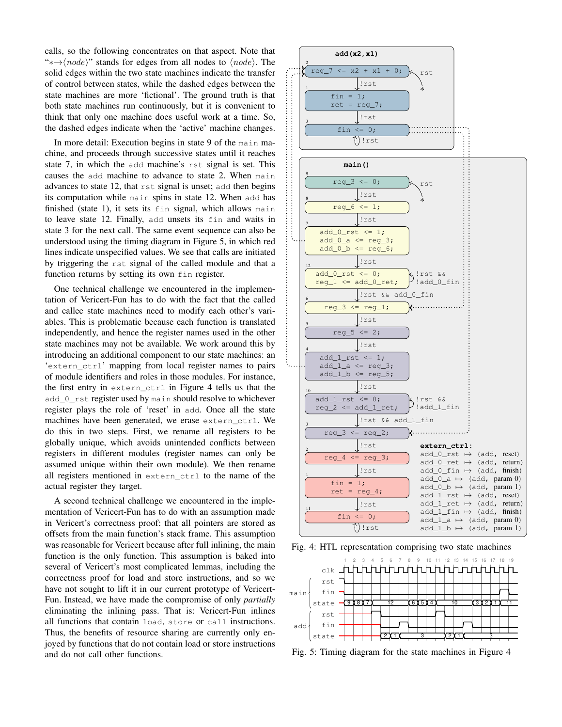calls, so the following concentrates on that aspect. Note that "$*\!\rightarrow\!\langle node\rangle$" stands for edges from all nodes to $\langle node\rangle$. The solid edges within the two state machines indicate the transfer of control between states, while the dashed edges between the state machines are more 'fictional'. The ground truth is that both state machines run continuously, but it is convenient to think that only one machine does useful work at a time. So, the dashed edges indicate when the 'active' machine changes.

In more detail: Execution begins in state 9 of the `main` machine, and proceeds through successive states until it reaches state 7, in which the `add` machine's `rst` signal is set. This causes the `add` machine to advance to state 2. When `main` advances to state 12, that `rst` signal is unset; `add` then begins its computation while `main` spins in state 12. When `add` has finished (state 1), it sets its `fin` signal, which allows `main` to leave state 12. Finally, `add` unsets its `fin` and waits in state 3 for the next call. The same event sequence can also be understood using the timing diagram in Figure 5, in which red lines indicate unspecified values. We see that calls are initiated by triggering the `rst` signal of the called module and that a function returns by setting its own `fin` register.

One technical challenge we encountered in the implementation of Vericert-Fun has to do with the fact that the called and callee state machines need to modify each other's variables. This is problematic because each function is translated independently, and hence the register names used in the other state machines may not be available. We work around this by introducing an additional component to our state machines: an '`extern_ctrl`' mapping from local register names to pairs of module identifiers and roles in those modules. For instance, the first entry in `extern_ctrl` in Figure 4 tells us that the `add_0_rst` register used by `main` should resolve to whichever register plays the role of 'reset' in `add`. Once all the state machines have been generated, we erase `extern_ctrl`. We do this in two steps. First, we rename all registers to be globally unique, which avoids unintended conflicts between registers in different modules (register names can only be assumed unique within their own module). We then rename all registers mentioned in `extern_ctrl` to the name of the actual register they target.

A second technical challenge we encountered in the implementation of Vericert-Fun has to do with an assumption made in Vericert's correctness proof: that all pointers are stored as offsets from the main function's stack frame. This assumption was reasonable for Vericert because after full inlining, the main function is the only function. This assumption is baked into several of Vericert's most complicated lemmas, including the correctness proof for load and store instructions, and so we have not sought to lift it in our current prototype of Vericert-Fun. Instead, we have made the compromise of only *partially* eliminating the inlining pass. That is: Vericert-Fun inlines all functions that contain `load`, `store` or `call` instructions. Thus, the benefits of resource sharing are currently only enjoyed by functions that do not contain load or store instructions and do not call other functions.

```
add(x2,x1)
  2: reg_7 <= x2 + x1 + 0;      (rst from *)
     | !rst
  1: fin = 1;
     ret = reg_7;
     | !rst
  3: fin <= 0;                  (loop: !rst)

main()
  9:  reg_3 <= 0;               (rst from *)
      | !rst
  8:  reg_6 <= 1;
      | !rst
  7:  add_0_rst <= 1;
      add_0_a <= reg_3;
      add_0_b <= reg_6;
      | !rst
  12: add_0_rst <= 0;           (loop: !rst && !add_0_fin)
      reg_1 <= add_0_ret;
      | !rst && add_0_fin
  6:  reg_3 <= reg_1;
      | !rst
  5:  reg_5 <= 2;
      | !rst
  4:  add_1_rst <= 1;
      add_1_a <= reg_3;
      add_1_b <= reg_5;
      | !rst
  10: add_1_rst <= 0;           (loop: !rst && !add_1_fin)
      reg_2 <= add_1_ret;
      | !rst && add_1_fin
  3:  reg_3 <= reg_2;
      | !rst
  2:  reg_4 <= reg_3;
      | !rst
  1:  fin = 1;
      ret = reg_4;
      | !rst
  11: fin <= 0;                 (loop: !rst)

extern_ctrl:
  add_0_rst ↦ (add, reset)
  add_0_ret ↦ (add, return)
  add_0_fin ↦ (add, finish)
  add_0_a   ↦ (add, param 0)
  add_0_b   ↦ (add, param 1)
  add_1_rst ↦ (add, reset)
  add_1_ret ↦ (add, return)
  add_1_fin ↦ (add, finish)
  add_1_a   ↦ (add, param 0)
  add_1_b   ↦ (add, param 1)
```

Fig. 4: HTL representation comprising two state machines

Fig. 5: Timing diagram for the state machines in Figure 4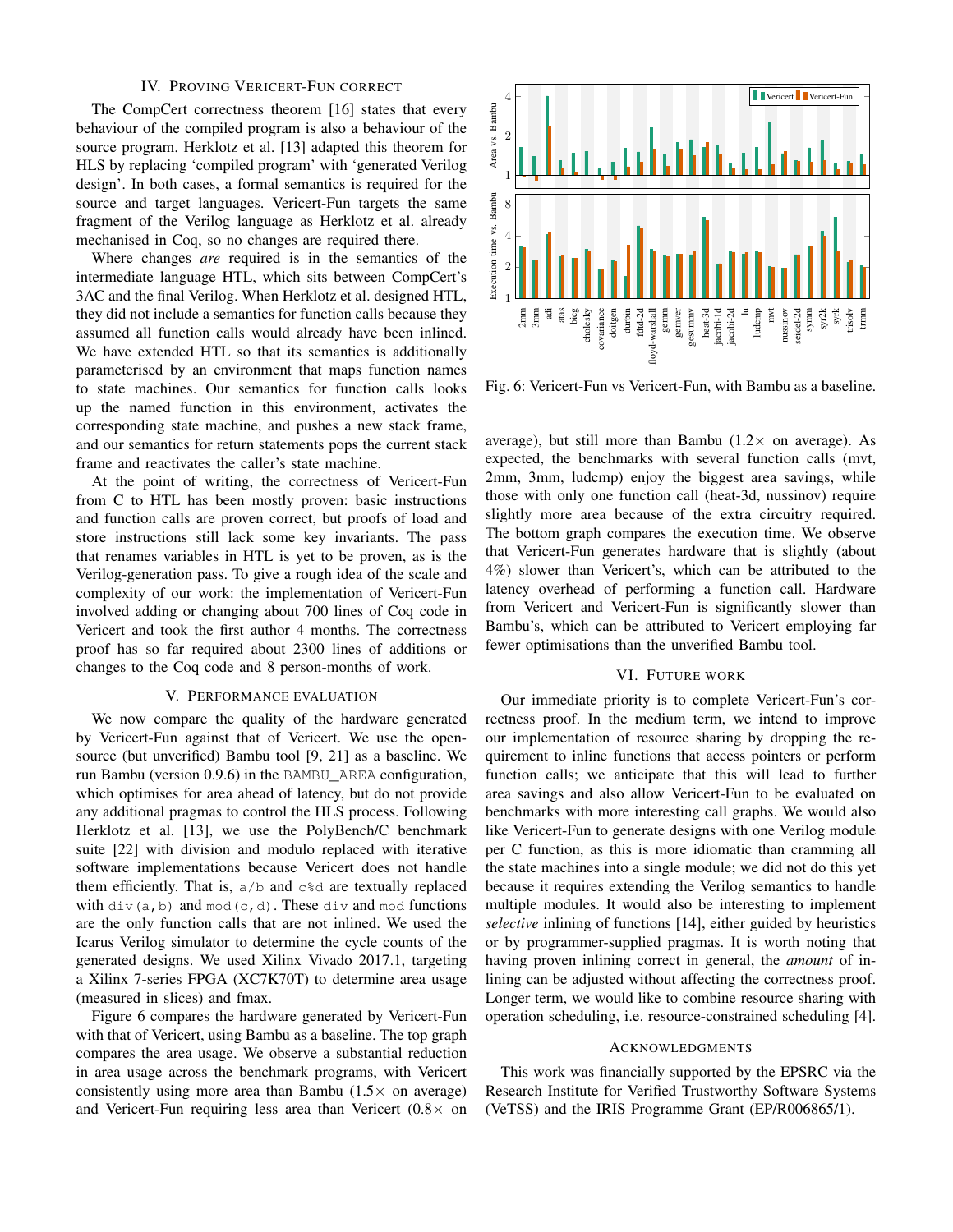## IV. Proving Vericert-Fun correct

The CompCert correctness theorem [16] states that every behaviour of the compiled program is also a behaviour of the source program. Herklotz et al. [13] adapted this theorem for HLS by replacing 'compiled program' with 'generated Verilog design'. In both cases, a formal semantics is required for the source and target languages. Vericert-Fun targets the same fragment of the Verilog language as Herklotz et al. already mechanised in Coq, so no changes are required there.

Where changes *are* required is in the semantics of the intermediate language HTL, which sits between CompCert's 3AC and the final Verilog. When Herklotz et al. designed HTL, they did not include a semantics for function calls because they assumed all function calls would already have been inlined. We have extended HTL so that its semantics is additionally parameterised by an environment that maps function names to state machines. Our semantics for function calls looks up the named function in this environment, activates the corresponding state machine, and pushes a new stack frame, and our semantics for return statements pops the current stack frame and reactivates the caller's state machine.

At the point of writing, the correctness of Vericert-Fun from C to HTL has been mostly proven: basic instructions and function calls are proven correct, but proofs of load and store instructions still lack some key invariants. The pass that renames variables in HTL is yet to be proven, as is the Verilog-generation pass. To give a rough idea of the scale and complexity of our work: the implementation of Vericert-Fun involved adding or changing about 700 lines of Coq code in Vericert and took the first author 4 months. The correctness proof has so far required about 2300 lines of additions or changes to the Coq code and 8 person-months of work.

## V. Performance evaluation

We now compare the quality of the hardware generated by Vericert-Fun against that of Vericert. We use the open-source (but unverified) Bambu tool [9, 21] as a baseline. We run Bambu (version 0.9.6) in the `BAMBU_AREA` configuration, which optimises for area ahead of latency, but do not provide any additional pragmas to control the HLS process. Following Herklotz et al. [13], we use the PolyBench/C benchmark suite [22] with division and modulo replaced with iterative software implementations because Vericert does not handle them efficiently. That is, `a/b` and `c%d` are textually replaced with `div(a,b)` and `mod(c,d)`. These `div` and `mod` functions are the only function calls that are not inlined. We used the Icarus Verilog simulator to determine the cycle counts of the generated designs. We used Xilinx Vivado 2017.1, targeting a Xilinx 7-series FPGA (XC7K70T) to determine area usage (measured in slices) and fmax.

Figure 6 compares the hardware generated by Vericert-Fun with that of Vericert, using Bambu as a baseline. The top graph compares the area usage. We observe a substantial reduction in area usage across the benchmark programs, with Vericert consistently using more area than Bambu (1.5× on average) and Vericert-Fun requiring less area than Vericert (0.8× on average), but still more than Bambu (1.2× on average). As expected, the benchmarks with several function calls (mvt, 2mm, 3mm, ludcmp) enjoy the biggest area savings, while those with only one function call (heat-3d, nussinov) require slightly more area because of the extra circuitry required. The bottom graph compares the execution time. We observe that Vericert-Fun generates hardware that is slightly (about 4%) slower than Vericert's, which can be attributed to the latency overhead of performing a function call. Hardware from Vericert and Vericert-Fun is significantly slower than Bambu's, which can be attributed to Vericert employing far fewer optimisations than the unverified Bambu tool.

Fig. 6: Vericert-Fun vs Vericert-Fun, with Bambu as a baseline.

## VI. Future work

Our immediate priority is to complete Vericert-Fun's correctness proof. In the medium term, we intend to improve our implementation of resource sharing by dropping the requirement to inline functions that access pointers or perform function calls; we anticipate that this will lead to further area savings and also allow Vericert-Fun to be evaluated on benchmarks with more interesting call graphs. We would also like Vericert-Fun to generate designs with one Verilog module per C function, as this is more idiomatic than cramming all the state machines into a single module; we did not do this yet because it requires extending the Verilog semantics to handle multiple modules. It would also be interesting to implement *selective* inlining of functions [14], either guided by heuristics or by programmer-supplied pragmas. It is worth noting that having proven inlining correct in general, the *amount* of inlining can be adjusted without affecting the correctness proof. Longer term, we would like to combine resource sharing with operation scheduling, i.e. resource-constrained scheduling [4].

## Acknowledgments

This work was financially supported by the EPSRC via the Research Institute for Verified Trustworthy Software Systems (VeTSS) and the IRIS Programme Grant (EP/R006865/1).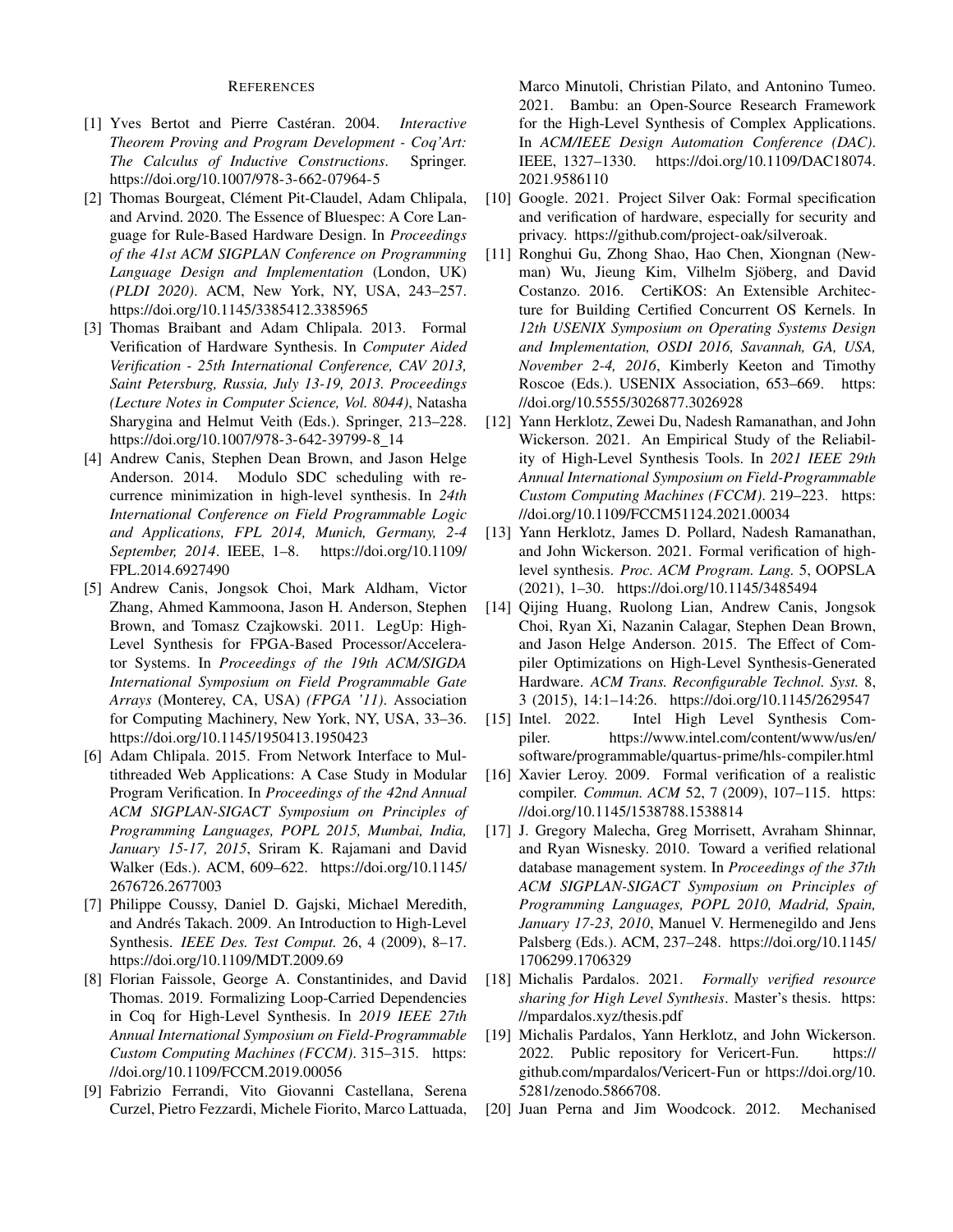## References

[1] Yves Bertot and Pierre Castéran. 2004. *Interactive Theorem Proving and Program Development - Coq'Art: The Calculus of Inductive Constructions*. Springer. https://doi.org/10.1007/978-3-662-07964-5

[2] Thomas Bourgeat, Clément Pit-Claudel, Adam Chlipala, and Arvind. 2020. The Essence of Bluespec: A Core Language for Rule-Based Hardware Design. In *Proceedings of the 41st ACM SIGPLAN Conference on Programming Language Design and Implementation* (London, UK) *(PLDI 2020)*. ACM, New York, NY, USA, 243–257. https://doi.org/10.1145/3385412.3385965

[3] Thomas Braibant and Adam Chlipala. 2013. Formal Verification of Hardware Synthesis. In *Computer Aided Verification - 25th International Conference, CAV 2013, Saint Petersburg, Russia, July 13-19, 2013. Proceedings (Lecture Notes in Computer Science, Vol. 8044)*, Natasha Sharygina and Helmut Veith (Eds.). Springer, 213–228. https://doi.org/10.1007/978-3-642-39799-8_14

[4] Andrew Canis, Stephen Dean Brown, and Jason Helge Anderson. 2014. Modulo SDC scheduling with recurrence minimization in high-level synthesis. In *24th International Conference on Field Programmable Logic and Applications, FPL 2014, Munich, Germany, 2-4 September, 2014*. IEEE, 1–8. https://doi.org/10.1109/FPL.2014.6927490

[5] Andrew Canis, Jongsok Choi, Mark Aldham, Victor Zhang, Ahmed Kammoona, Jason H. Anderson, Stephen Brown, and Tomasz Czajkowski. 2011. LegUp: High-Level Synthesis for FPGA-Based Processor/Accelerator Systems. In *Proceedings of the 19th ACM/SIGDA International Symposium on Field Programmable Gate Arrays* (Monterey, CA, USA) *(FPGA '11)*. Association for Computing Machinery, New York, NY, USA, 33–36. https://doi.org/10.1145/1950413.1950423

[6] Adam Chlipala. 2015. From Network Interface to Multithreaded Web Applications: A Case Study in Modular Program Verification. In *Proceedings of the 42nd Annual ACM SIGPLAN-SIGACT Symposium on Principles of Programming Languages, POPL 2015, Mumbai, India, January 15-17, 2015*, Sriram K. Rajamani and David Walker (Eds.). ACM, 609–622. https://doi.org/10.1145/2676726.2677003

[7] Philippe Coussy, Daniel D. Gajski, Michael Meredith, and Andrés Takach. 2009. An Introduction to High-Level Synthesis. *IEEE Des. Test Comput.* 26, 4 (2009), 8–17. https://doi.org/10.1109/MDT.2009.69

[8] Florian Faissole, George A. Constantinides, and David Thomas. 2019. Formalizing Loop-Carried Dependencies in Coq for High-Level Synthesis. In *2019 IEEE 27th Annual International Symposium on Field-Programmable Custom Computing Machines (FCCM)*. 315–315. https://doi.org/10.1109/FCCM.2019.00056

[9] Fabrizio Ferrandi, Vito Giovanni Castellana, Serena Curzel, Pietro Fezzardi, Michele Fiorito, Marco Lattuada, Marco Minutoli, Christian Pilato, and Antonino Tumeo. 2021. Bambu: an Open-Source Research Framework for the High-Level Synthesis of Complex Applications. In *ACM/IEEE Design Automation Conference (DAC)*. IEEE, 1327–1330. https://doi.org/10.1109/DAC18074.2021.9586110

[10] Google. 2021. Project Silver Oak: Formal specification and verification of hardware, especially for security and privacy. https://github.com/project-oak/silveroak.

[11] Ronghui Gu, Zhong Shao, Hao Chen, Xiongnan (Newman) Wu, Jieung Kim, Vilhelm Sjöberg, and David Costanzo. 2016. CertiKOS: An Extensible Architecture for Building Certified Concurrent OS Kernels. In *12th USENIX Symposium on Operating Systems Design and Implementation, OSDI 2016, Savannah, GA, USA, November 2-4, 2016*, Kimberly Keeton and Timothy Roscoe (Eds.). USENIX Association, 653–669. https://doi.org/10.5555/3026877.3026928

[12] Yann Herklotz, Zewei Du, Nadesh Ramanathan, and John Wickerson. 2021. An Empirical Study of the Reliability of High-Level Synthesis Tools. In *2021 IEEE 29th Annual International Symposium on Field-Programmable Custom Computing Machines (FCCM)*. 219–223. https://doi.org/10.1109/FCCM51124.2021.00034

[13] Yann Herklotz, James D. Pollard, Nadesh Ramanathan, and John Wickerson. 2021. Formal verification of high-level synthesis. *Proc. ACM Program. Lang.* 5, OOPSLA (2021), 1–30. https://doi.org/10.1145/3485494

[14] Qijing Huang, Ruolong Lian, Andrew Canis, Jongsok Choi, Ryan Xi, Nazanin Calagar, Stephen Dean Brown, and Jason Helge Anderson. 2015. The Effect of Compiler Optimizations on High-Level Synthesis-Generated Hardware. *ACM Trans. Reconfigurable Technol. Syst.* 8, 3 (2015), 14:1–14:26. https://doi.org/10.1145/2629547

[15] Intel. 2022. Intel High Level Synthesis Compiler. https://www.intel.com/content/www/us/en/software/programmable/quartus-prime/hls-compiler.html

[16] Xavier Leroy. 2009. Formal verification of a realistic compiler. *Commun. ACM* 52, 7 (2009), 107–115. https://doi.org/10.1145/1538788.1538814

[17] J. Gregory Malecha, Greg Morrisett, Avraham Shinnar, and Ryan Wisnesky. 2010. Toward a verified relational database management system. In *Proceedings of the 37th ACM SIGPLAN-SIGACT Symposium on Principles of Programming Languages, POPL 2010, Madrid, Spain, January 17-23, 2010*, Manuel V. Hermenegildo and Jens Palsberg (Eds.). ACM, 237–248. https://doi.org/10.1145/1706299.1706329

[18] Michalis Pardalos. 2021. *Formally verified resource sharing for High Level Synthesis*. Master's thesis. https://mpardalos.xyz/thesis.pdf

[19] Michalis Pardalos, Yann Herklotz, and John Wickerson. 2022. Public repository for Vericert-Fun. https://github.com/mpardalos/Vericert-Fun or https://doi.org/10.5281/zenodo.5866708.

[20] Juan Perna and Jim Woodcock. 2012. Mechanised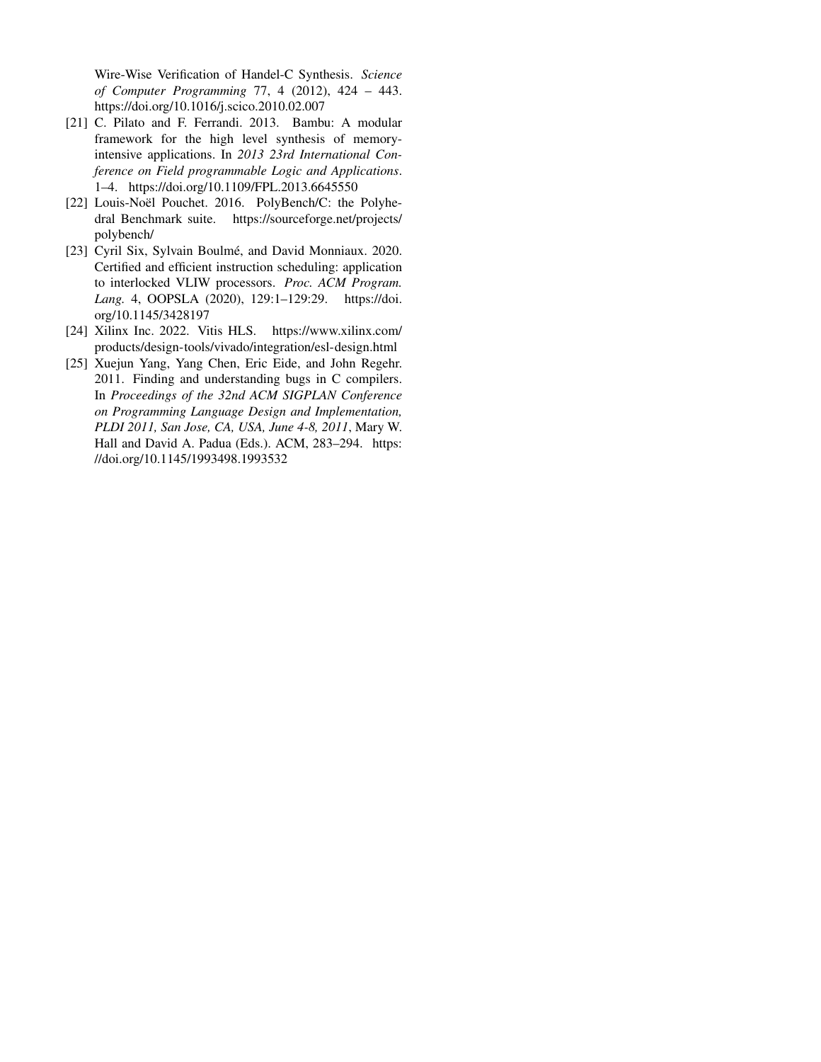Wire-Wise Verification of Handel-C Synthesis. *Science of Computer Programming* 77, 4 (2012), 424 – 443. https://doi.org/10.1016/j.scico.2010.02.007

[21] C. Pilato and F. Ferrandi. 2013. Bambu: A modular framework for the high level synthesis of memory-intensive applications. In *2013 23rd International Conference on Field programmable Logic and Applications*. 1–4. https://doi.org/10.1109/FPL.2013.6645550

[22] Louis-Noël Pouchet. 2016. PolyBench/C: the Polyhedral Benchmark suite. https://sourceforge.net/projects/polybench/

[23] Cyril Six, Sylvain Boulmé, and David Monniaux. 2020. Certified and efficient instruction scheduling: application to interlocked VLIW processors. *Proc. ACM Program. Lang.* 4, OOPSLA (2020), 129:1–129:29. https://doi.org/10.1145/3428197

[24] Xilinx Inc. 2022. Vitis HLS. https://www.xilinx.com/products/design-tools/vivado/integration/esl-design.html

[25] Xuejun Yang, Yang Chen, Eric Eide, and John Regehr. 2011. Finding and understanding bugs in C compilers. In *Proceedings of the 32nd ACM SIGPLAN Conference on Programming Language Design and Implementation, PLDI 2011, San Jose, CA, USA, June 4-8, 2011*, Mary W. Hall and David A. Padua (Eds.). ACM, 283–294. https://doi.org/10.1145/1993498.1993532